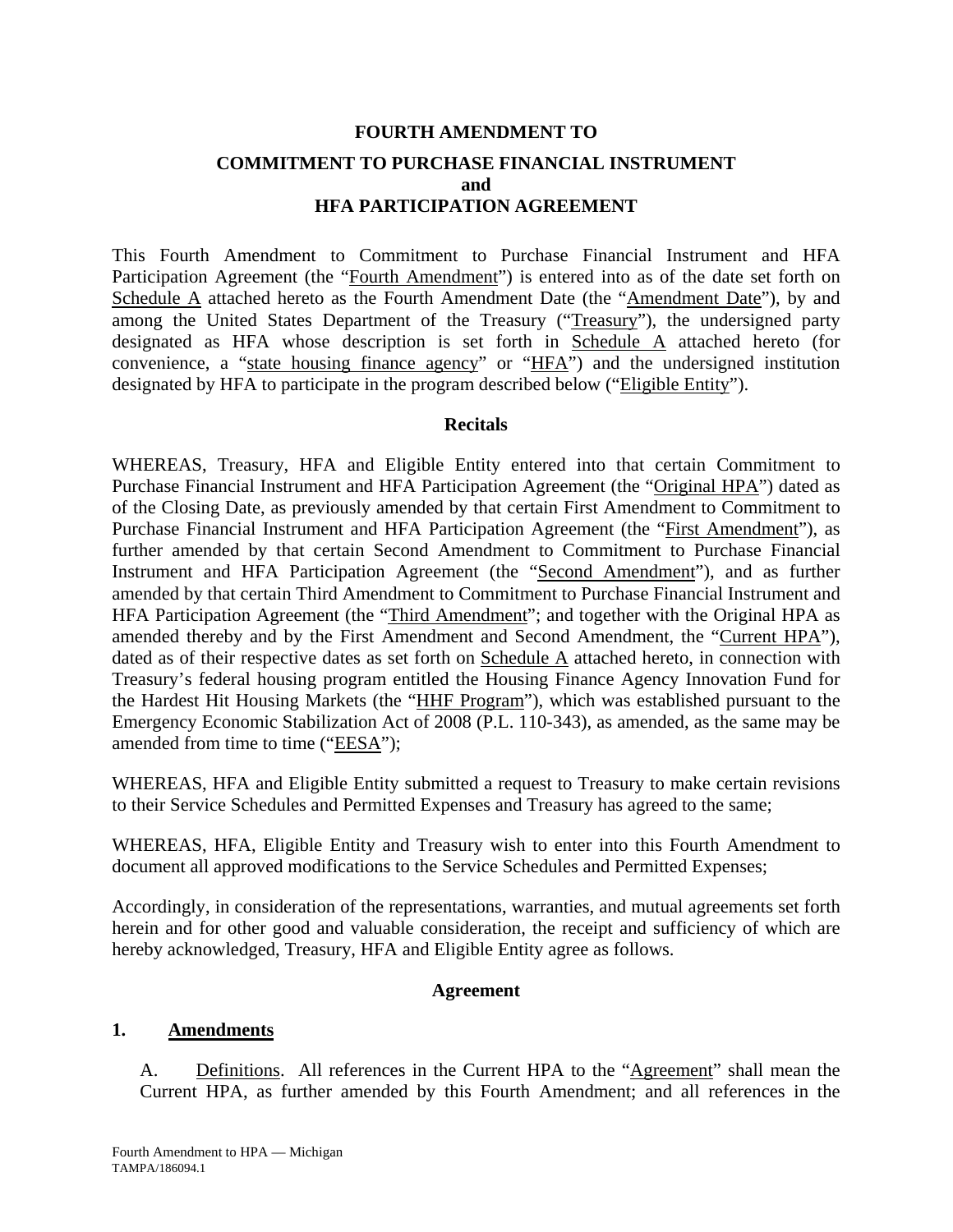# FOURTH AMENDMENT TO

## COMMITMENT TO PURCHASE FINANCIAL INSTRUMENT and HFA PARTICIPATION AGREEMENT

This Fourth Amendment to Commitment to Purchase Financial Instrument and HFA Participation Agreement (the "Fourth Amendment") is entered into as of the date set forth on Schedule A attached hereto as the Fourth Amendment Date (the "Amendment Date"), by and among the United States Department of the Treasury ("Treasury"), the undersigned party designated as HFA whose description is set forth in Schedule A attached hereto (for convenience, a "state housing finance agency" or "HFA") and the undersigned institution designated by HFA to participate in the program described below ("Eligible Entity").

### Recitals

WHEREAS, Treasury, HFA and Eligible Entity entered into that certain Commitment to Purchase Financial Instrument and HFA Participation Agreement (the "Original HPA") dated as of the Closing Date, as previously amended by that certain First Amendment to Commitment to Purchase Financial Instrument and HFA Participation Agreement (the "First Amendment"), as further amended by that certain Second Amendment to Commitment to Purchase Financial Instrument and HFA Participation Agreement (the "Second Amendment"), and as further amended by that certain Third Amendment to Commitment to Purchase Financial Instrument and HFA Participation Agreement (the "Third Amendment"; and together with the Original HPA as amended thereby and by the First Amendment and Second Amendment, the "Current HPA"), dated as of their respective dates as set forth on Schedule A attached hereto, in connection with Treasury's federal housing program entitled the Housing Finance Agency Innovation Fund for the Hardest Hit Housing Markets (the "HHF Program"), which was established pursuant to the Emergency Economic Stabilization Act of 2008 (P.L. 110-343), as amended, as the same may be amended from time to time ("EESA");

WHEREAS, HFA and Eligible Entity submitted a request to Treasury to make certain revisions to their Service Schedules and Permitted Expenses and Treasury has agreed to the same;

WHEREAS, HFA, Eligible Entity and Treasury wish to enter into this Fourth Amendment to document all approved modifications to the Service Schedules and Permitted Expenses;

Accordingly, in consideration of the representations, warranties, and mutual agreements set forth herein and for other good and valuable consideration, the receipt and sufficiency of which are hereby acknowledged, Treasury, HFA and Eligible Entity agree as follows.

### Agreement

**1. Amendments**

A. Definitions. All references in the Current HPA to the "Agreement" shall mean the Current HPA, as further amended by this Fourth Amendment; and all references in the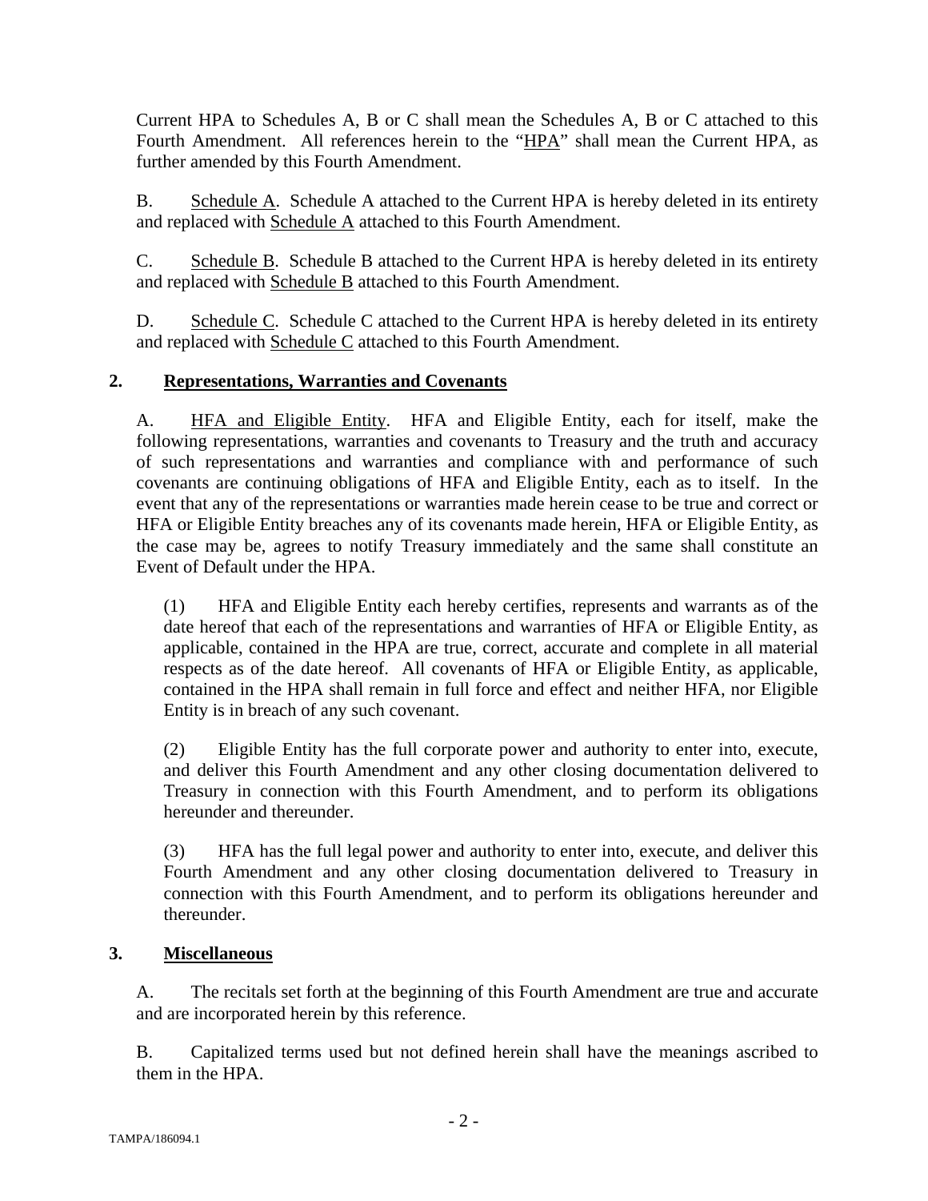Current HPA to Schedules A, B or C shall mean the Schedules A, B or C attached to this Fourth Amendment. All references herein to the "HPA" shall mean the Current HPA, as further amended by this Fourth Amendment.

B. Schedule A. Schedule A attached to the Current HPA is hereby deleted in its entirety and replaced with Schedule A attached to this Fourth Amendment.

C. Schedule B. Schedule B attached to the Current HPA is hereby deleted in its entirety and replaced with Schedule B attached to this Fourth Amendment.

D. Schedule C. Schedule C attached to the Current HPA is hereby deleted in its entirety and replaced with Schedule C attached to this Fourth Amendment.

## 2. Representations, Warranties and Covenants

A. HFA and Eligible Entity. HFA and Eligible Entity, each for itself, make the following representations, warranties and covenants to Treasury and the truth and accuracy of such representations and warranties and compliance with and performance of such covenants are continuing obligations of HFA and Eligible Entity, each as to itself. In the event that any of the representations or warranties made herein cease to be true and correct or HFA or Eligible Entity breaches any of its covenants made herein, HFA or Eligible Entity, as the case may be, agrees to notify Treasury immediately and the same shall constitute an Event of Default under the HPA.

(1) HFA and Eligible Entity each hereby certifies, represents and warrants as of the date hereof that each of the representations and warranties of HFA or Eligible Entity, as applicable, contained in the HPA are true, correct, accurate and complete in all material respects as of the date hereof. All covenants of HFA or Eligible Entity, as applicable, contained in the HPA shall remain in full force and effect and neither HFA, nor Eligible Entity is in breach of any such covenant.

(2) Eligible Entity has the full corporate power and authority to enter into, execute, and deliver this Fourth Amendment and any other closing documentation delivered to Treasury in connection with this Fourth Amendment, and to perform its obligations hereunder and thereunder.

(3) HFA has the full legal power and authority to enter into, execute, and deliver this Fourth Amendment and any other closing documentation delivered to Treasury in connection with this Fourth Amendment, and to perform its obligations hereunder and thereunder.

## 3. Miscellaneous

A. The recitals set forth at the beginning of this Fourth Amendment are true and accurate and are incorporated herein by this reference.

B. Capitalized terms used but not defined herein shall have the meanings ascribed to them in the HPA.

TAMPA/186094.1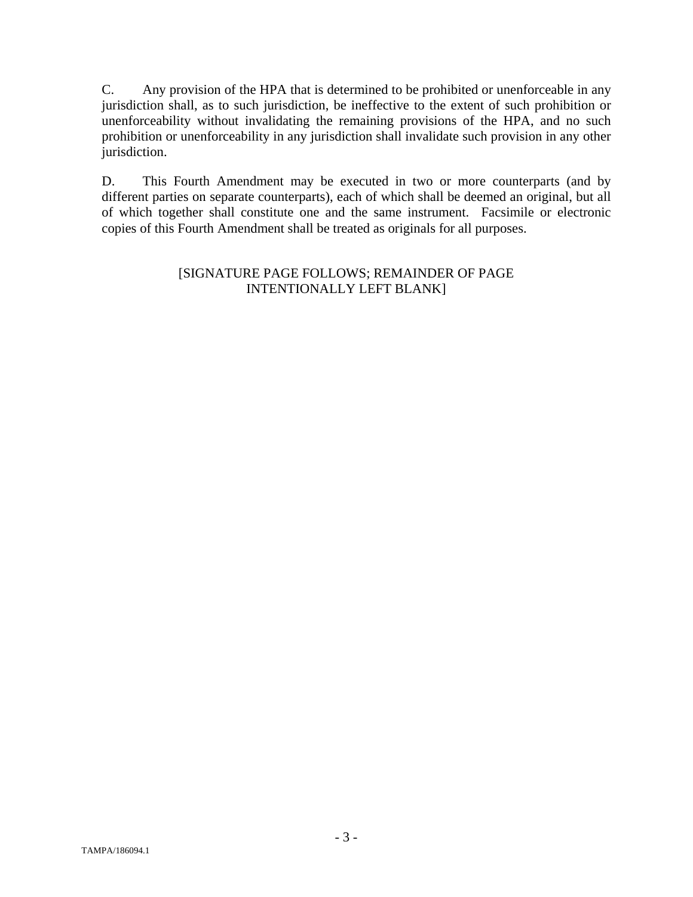C. Any provision of the HPA that is determined to be prohibited or unenforceable in any jurisdiction shall, as to such jurisdiction, be ineffective to the extent of such prohibition or unenforceability without invalidating the remaining provisions of the HPA, and no such prohibition or unenforceability in any jurisdiction shall invalidate such provision in any other jurisdiction.

D. This Fourth Amendment may be executed in two or more counterparts (and by different parties on separate counterparts), each of which shall be deemed an original, but all of which together shall constitute one and the same instrument. Facsimile or electronic copies of this Fourth Amendment shall be treated as originals for all purposes.

[SIGNATURE PAGE FOLLOWS; REMAINDER OF PAGE INTENTIONALLY LEFT BLANK]

TAMPA/186094.1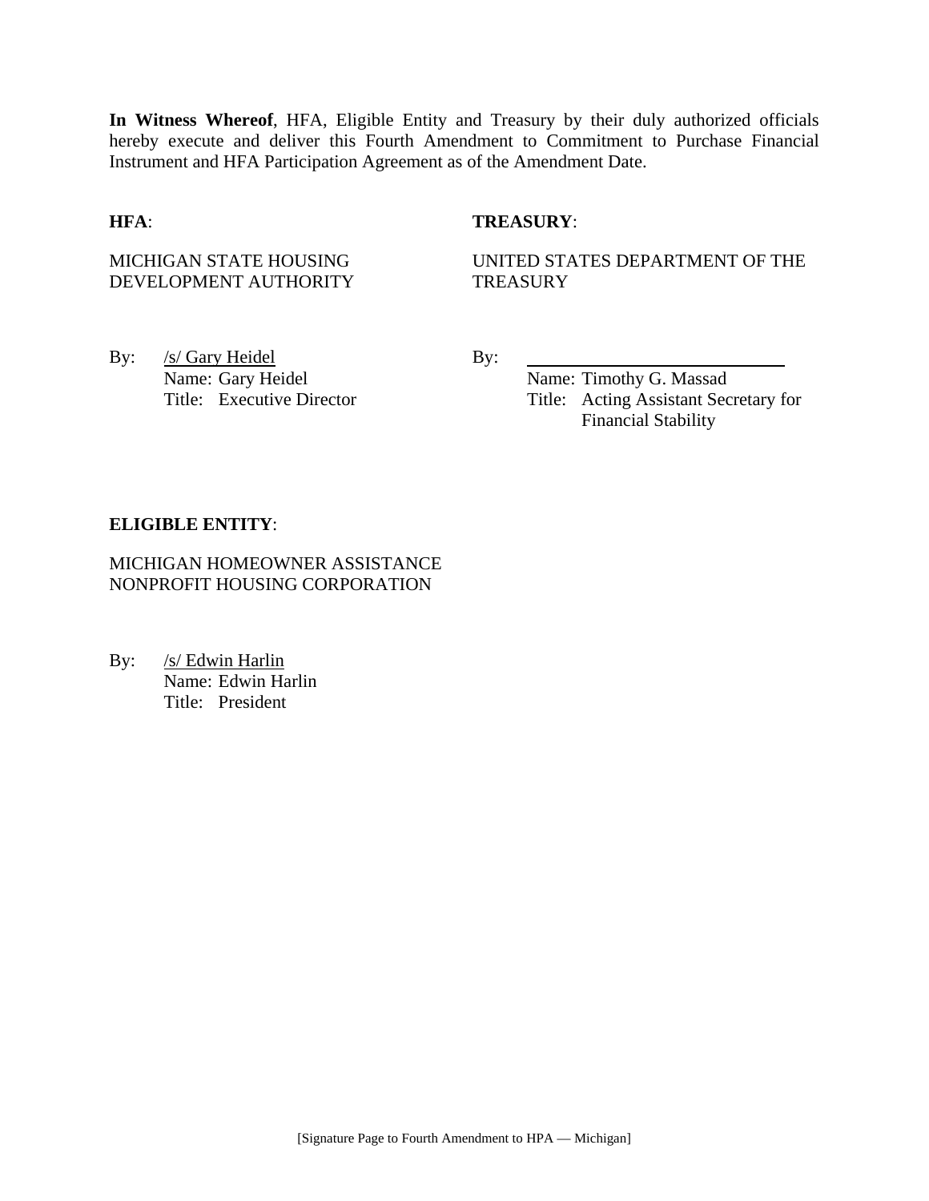**In Witness Whereof**, HFA, Eligible Entity and Treasury by their duly authorized officials hereby execute and deliver this Fourth Amendment to Commitment to Purchase Financial Instrument and HFA Participation Agreement as of the Amendment Date.

**HFA**:

MICHIGAN STATE HOUSING DEVELOPMENT AUTHORITY

By: /s/ Gary Heidel
Name: Gary Heidel
Title: Executive Director

**TREASURY**:

UNITED STATES DEPARTMENT OF THE TREASURY

By: ______________________________
Name: Timothy G. Massad
Title: Acting Assistant Secretary for Financial Stability

**ELIGIBLE ENTITY**:

MICHIGAN HOMEOWNER ASSISTANCE NONPROFIT HOUSING CORPORATION

By: /s/ Edwin Harlin
Name: Edwin Harlin
Title: President

[Signature Page to Fourth Amendment to HPA — Michigan]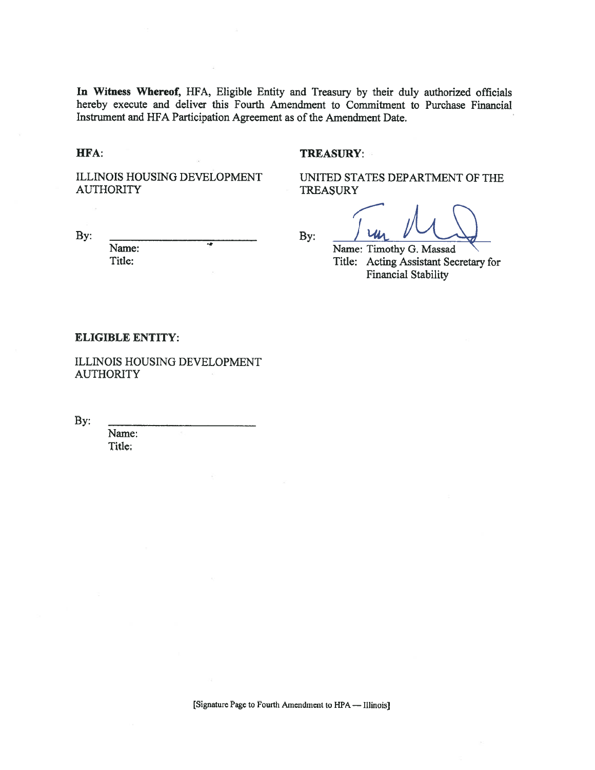**In Witness Whereof,** HFA, Eligible Entity and Treasury by their duly authorized officials hereby execute and deliver this Fourth Amendment to Commitment to Purchase Financial Instrument and HFA Participation Agreement as of the Amendment Date.

**HFA:**

ILLINOIS HOUSING DEVELOPMENT AUTHORITY

By: ___________________________
Name:
Title:

**TREASURY:**

UNITED STATES DEPARTMENT OF THE TREASURY

By: ___________________________
Name: Timothy G. Massad
Title: Acting Assistant Secretary for Financial Stability

**ELIGIBLE ENTITY:**

ILLINOIS HOUSING DEVELOPMENT AUTHORITY

By: ___________________________
Name:
Title:

[Signature Page to Fourth Amendment to HPA — Illinois]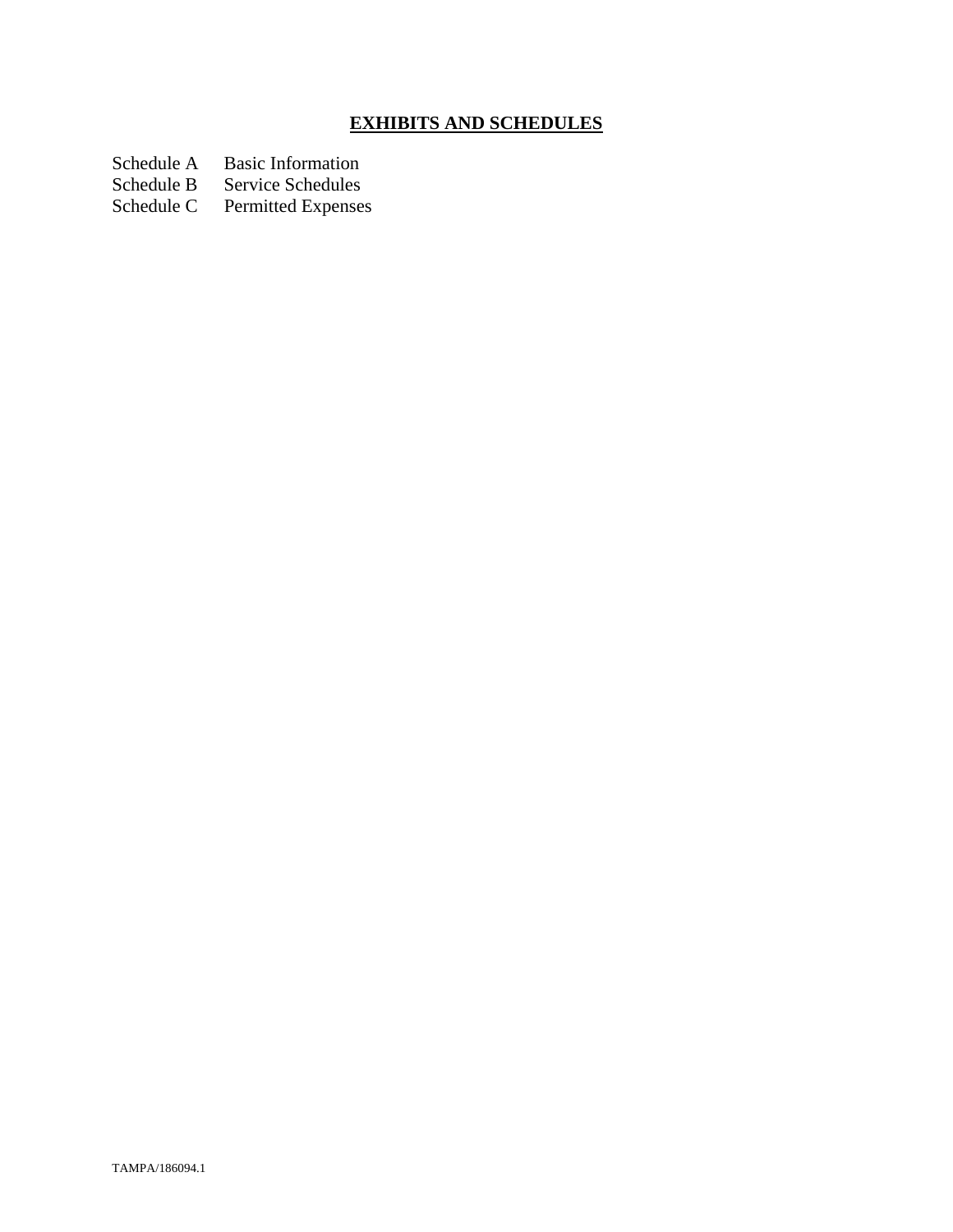## EXHIBITS AND SCHEDULES

| | |
|---|---|
| Schedule A | Basic Information |
| Schedule B | Service Schedules |
| Schedule C | Permitted Expenses |

TAMPA/186094.1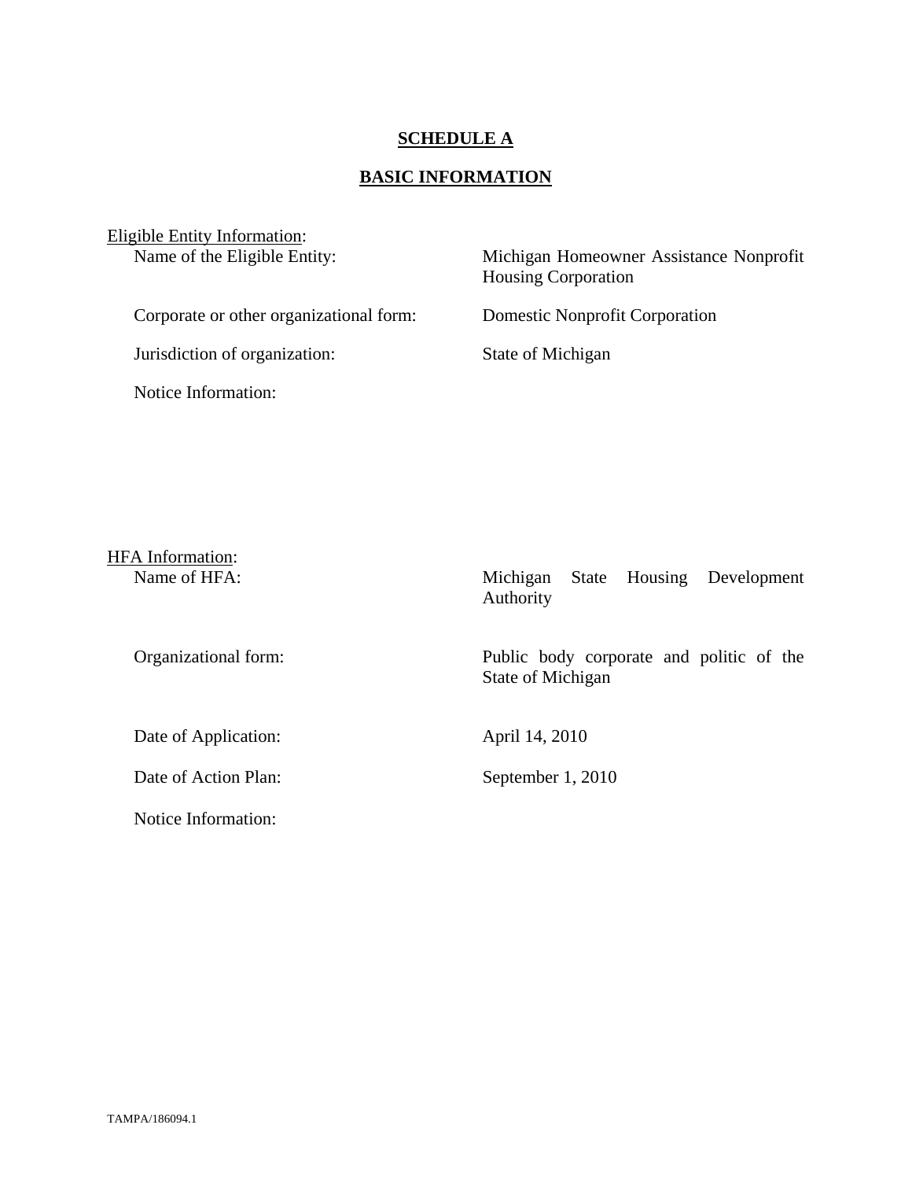**SCHEDULE A**

**BASIC INFORMATION**

Eligible Entity Information:

| | |
|---|---|
| Name of the Eligible Entity: | Michigan Homeowner Assistance Nonprofit Housing Corporation |
| Corporate or other organizational form: | Domestic Nonprofit Corporation |
| Jurisdiction of organization: | State of Michigan |
| Notice Information: | |

HFA Information:

| | |
|---|---|
| Name of HFA: | Michigan State Housing Development Authority |
| Organizational form: | Public body corporate and politic of the State of Michigan |
| Date of Application: | April 14, 2010 |
| Date of Action Plan: | September 1, 2010 |
| Notice Information: | |

TAMPA/186094.1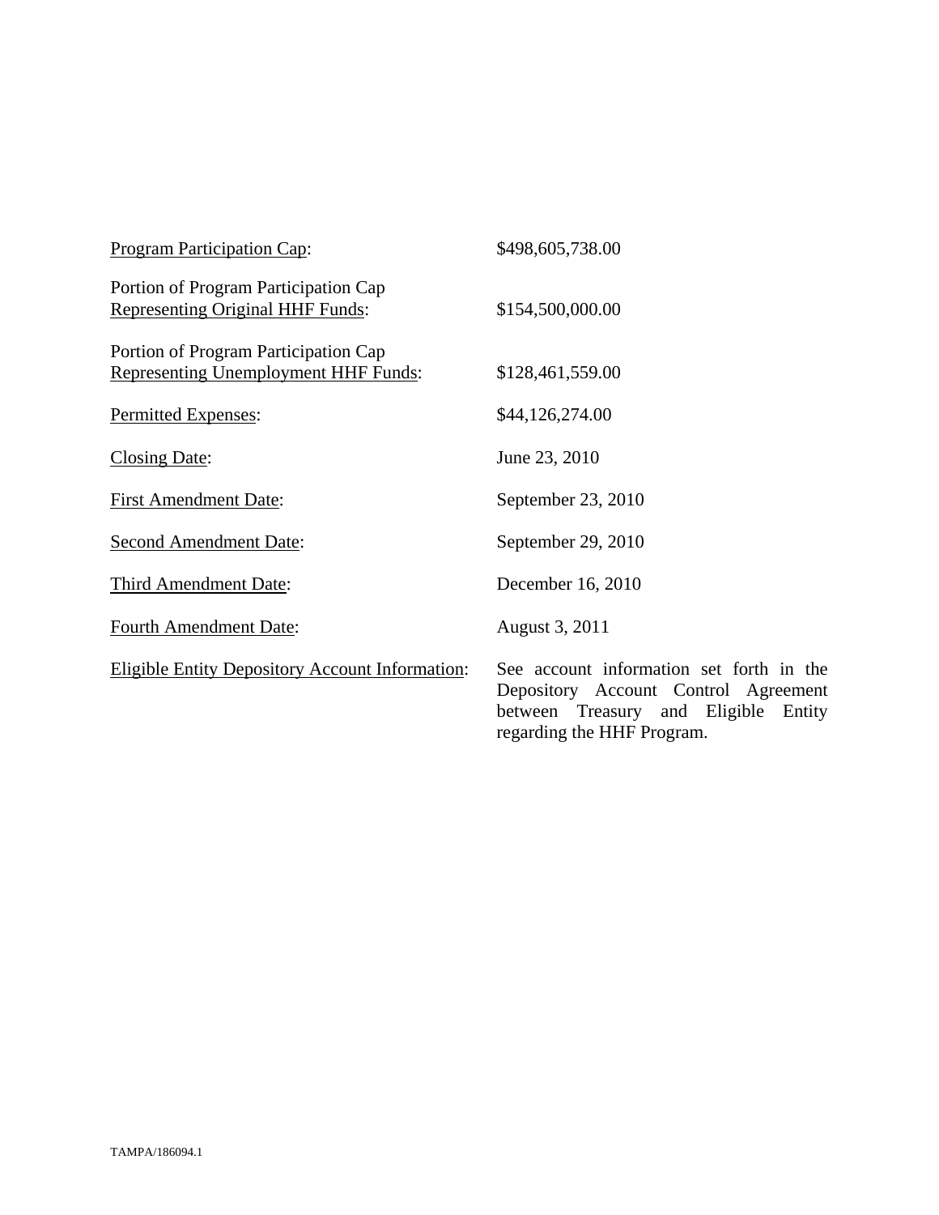| | |
|---|---|
| <u>Program Participation Cap</u>: | $498,605,738.00 |
| Portion of Program Participation Cap <u>Representing Original HHF Funds</u>: | $154,500,000.00 |
| Portion of Program Participation Cap <u>Representing Unemployment HHF Funds</u>: | $128,461,559.00 |
| <u>Permitted Expenses</u>: | $44,126,274.00 |
| <u>Closing Date</u>: | June 23, 2010 |
| <u>First Amendment Date</u>: | September 23, 2010 |
| <u>Second Amendment Date</u>: | September 29, 2010 |
| <u>Third Amendment Date</u>: | December 16, 2010 |
| <u>Fourth Amendment Date</u>: | August 3, 2011 |
| <u>Eligible Entity Depository Account Information</u>: | See account information set forth in the Depository Account Control Agreement between Treasury and Eligible Entity regarding the HHF Program. |

TAMPA/186094.1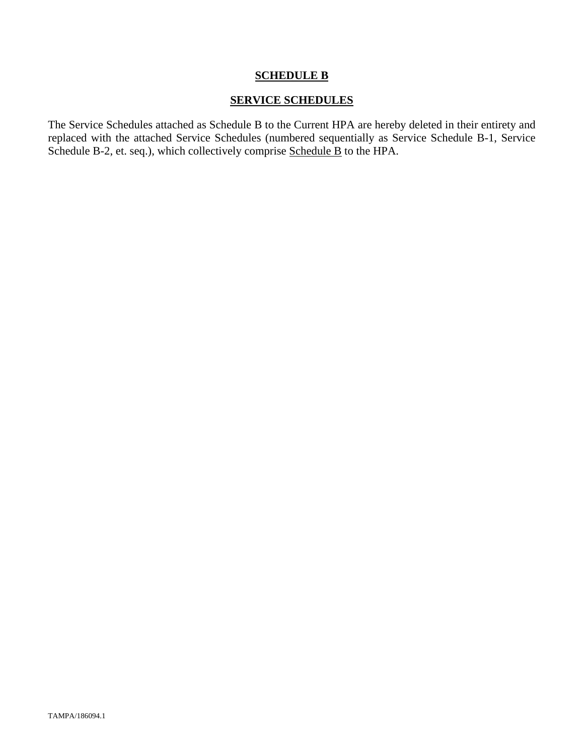# SCHEDULE B

## SERVICE SCHEDULES

The Service Schedules attached as Schedule B to the Current HPA are hereby deleted in their entirety and replaced with the attached Service Schedules (numbered sequentially as Service Schedule B-1, Service Schedule B-2, et. seq.), which collectively comprise Schedule B to the HPA.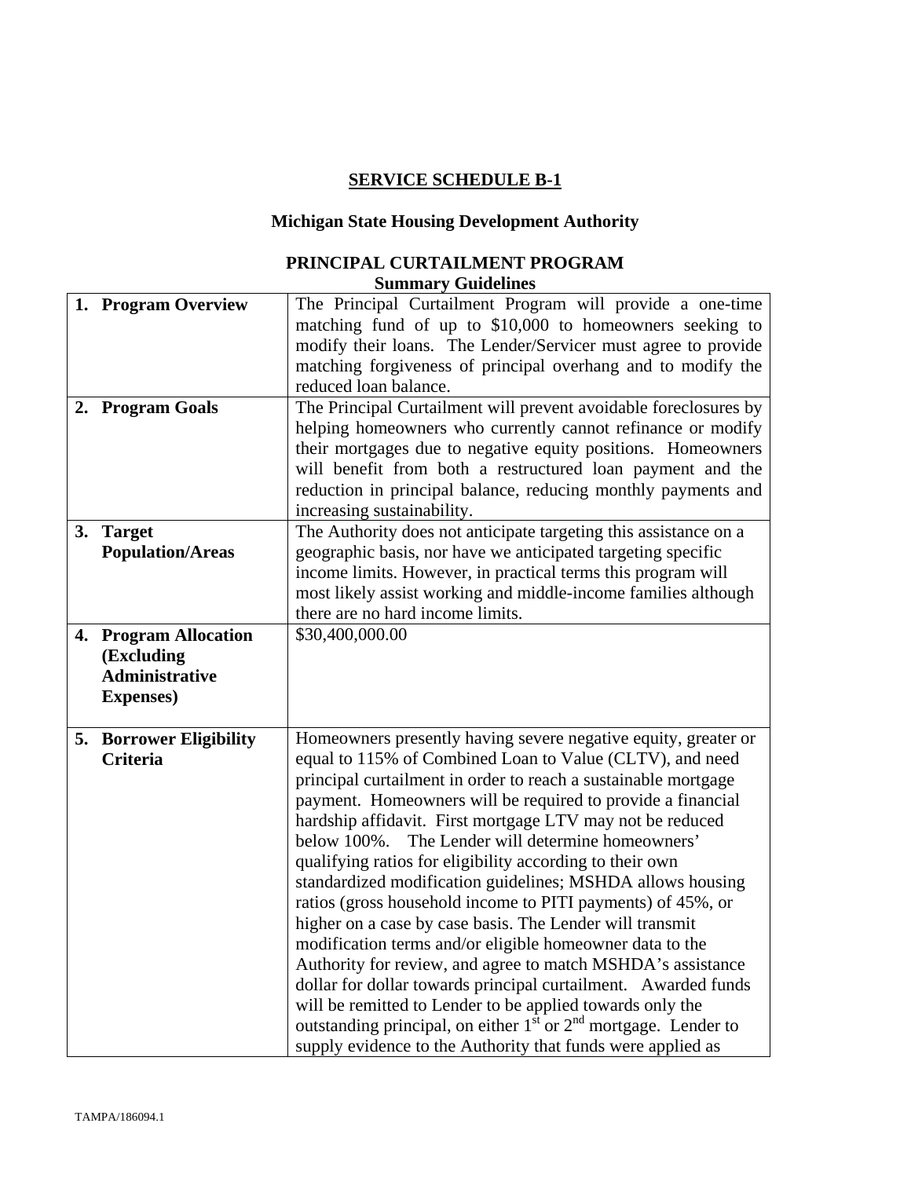## SERVICE SCHEDULE B-1

### Michigan State Housing Development Authority

### PRINCIPAL CURTAILMENT PROGRAM
**Summary Guidelines**

| | |
|---|---|
| **1. Program Overview** | The Principal Curtailment Program will provide a one-time matching fund of up to \$10,000 to homeowners seeking to modify their loans. The Lender/Servicer must agree to provide matching forgiveness of principal overhang and to modify the reduced loan balance. |
| **2. Program Goals** | The Principal Curtailment will prevent avoidable foreclosures by helping homeowners who currently cannot refinance or modify their mortgages due to negative equity positions. Homeowners will benefit from both a restructured loan payment and the reduction in principal balance, reducing monthly payments and increasing sustainability. |
| **3. Target Population/Areas** | The Authority does not anticipate targeting this assistance on a geographic basis, nor have we anticipated targeting specific income limits. However, in practical terms this program will most likely assist working and middle-income families although there are no hard income limits. |
| **4. Program Allocation (Excluding Administrative Expenses)** | \$30,400,000.00 |
| **5. Borrower Eligibility Criteria** | Homeowners presently having severe negative equity, greater or equal to 115% of Combined Loan to Value (CLTV), and need principal curtailment in order to reach a sustainable mortgage payment. Homeowners will be required to provide a financial hardship affidavit. First mortgage LTV may not be reduced below 100%. The Lender will determine homeowners' qualifying ratios for eligibility according to their own standardized modification guidelines; MSHDA allows housing ratios (gross household income to PITI payments) of 45%, or higher on a case by case basis. The Lender will transmit modification terms and/or eligible homeowner data to the Authority for review, and agree to match MSHDA's assistance dollar for dollar towards principal curtailment. Awarded funds will be remitted to Lender to be applied towards only the outstanding principal, on either 1st or 2nd mortgage. Lender to supply evidence to the Authority that funds were applied as |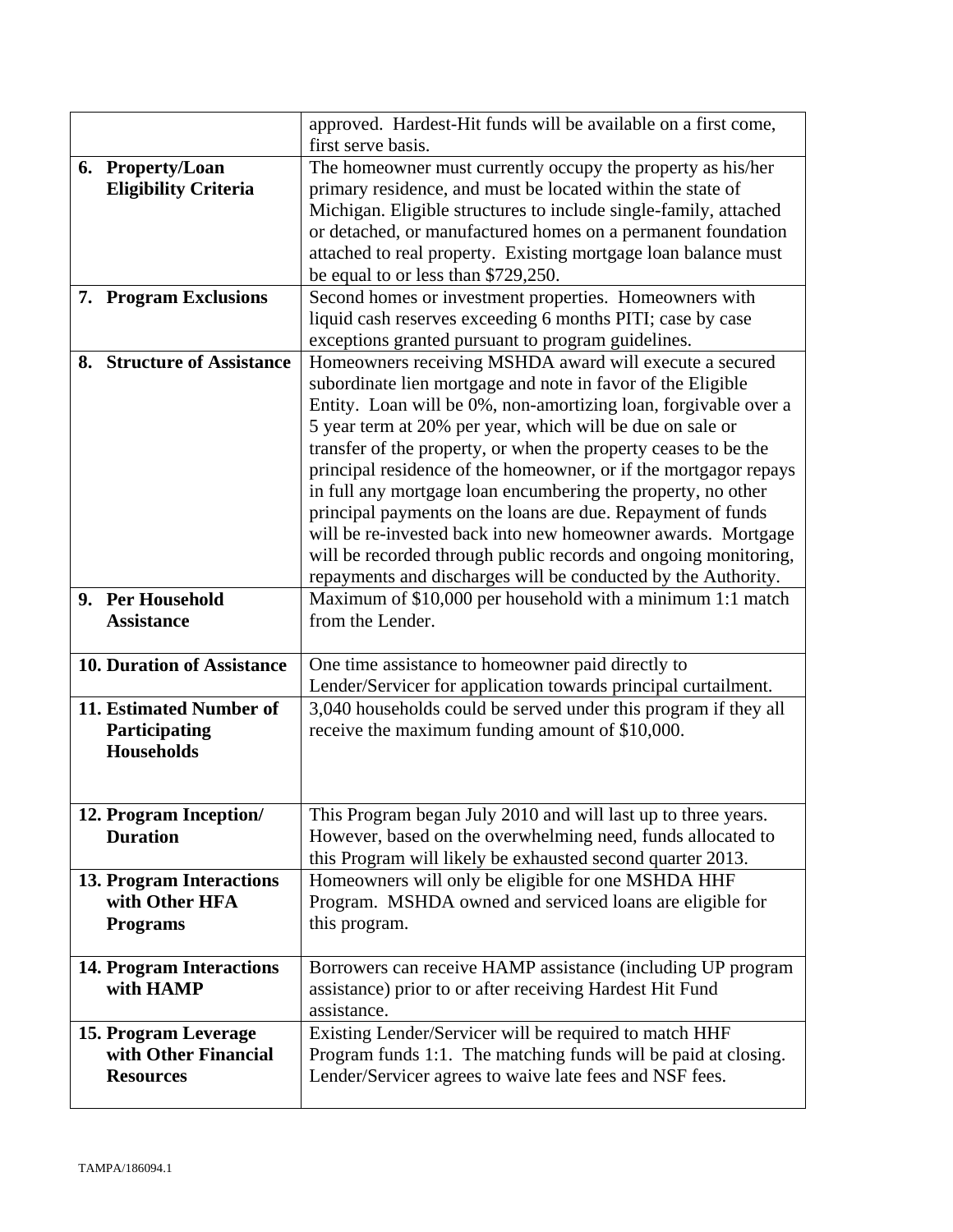| | |
|---|---|
| | approved. Hardest-Hit funds will be available on a first come, first serve basis. |
| **6. Property/Loan Eligibility Criteria** | The homeowner must currently occupy the property as his/her primary residence, and must be located within the state of Michigan. Eligible structures to include single-family, attached or detached, or manufactured homes on a permanent foundation attached to real property. Existing mortgage loan balance must be equal to or less than $729,250. |
| **7. Program Exclusions** | Second homes or investment properties. Homeowners with liquid cash reserves exceeding 6 months PITI; case by case exceptions granted pursuant to program guidelines. |
| **8. Structure of Assistance** | Homeowners receiving MSHDA award will execute a secured subordinate lien mortgage and note in favor of the Eligible Entity. Loan will be 0%, non-amortizing loan, forgivable over a 5 year term at 20% per year, which will be due on sale or transfer of the property, or when the property ceases to be the principal residence of the homeowner, or if the mortgagor repays in full any mortgage loan encumbering the property, no other principal payments on the loans are due. Repayment of funds will be re-invested back into new homeowner awards. Mortgage will be recorded through public records and ongoing monitoring, repayments and discharges will be conducted by the Authority. |
| **9. Per Household Assistance** | Maximum of $10,000 per household with a minimum 1:1 match from the Lender. |
| **10. Duration of Assistance** | One time assistance to homeowner paid directly to Lender/Servicer for application towards principal curtailment. |
| **11. Estimated Number of Participating Households** | 3,040 households could be served under this program if they all receive the maximum funding amount of $10,000. |
| **12. Program Inception/ Duration** | This Program began July 2010 and will last up to three years. However, based on the overwhelming need, funds allocated to this Program will likely be exhausted second quarter 2013. |
| **13. Program Interactions with Other HFA Programs** | Homeowners will only be eligible for one MSHDA HHF Program. MSHDA owned and serviced loans are eligible for this program. |
| **14. Program Interactions with HAMP** | Borrowers can receive HAMP assistance (including UP program assistance) prior to or after receiving Hardest Hit Fund assistance. |
| **15. Program Leverage with Other Financial Resources** | Existing Lender/Servicer will be required to match HHF Program funds 1:1. The matching funds will be paid at closing. Lender/Servicer agrees to waive late fees and NSF fees. |

TAMPA/186094.1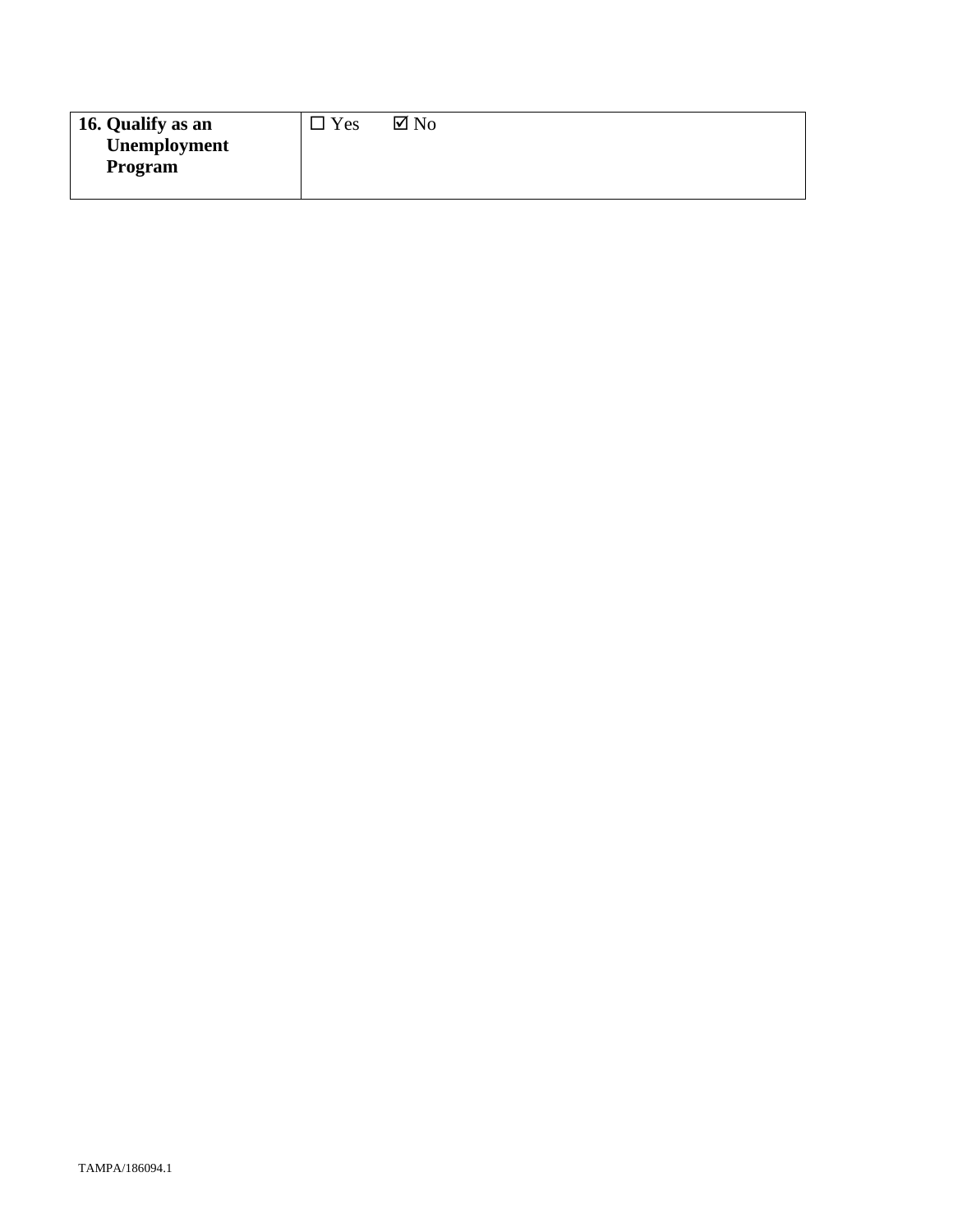| **16. Qualify as an Unemployment Program** | ☐ Yes ☑ No |
|---|---|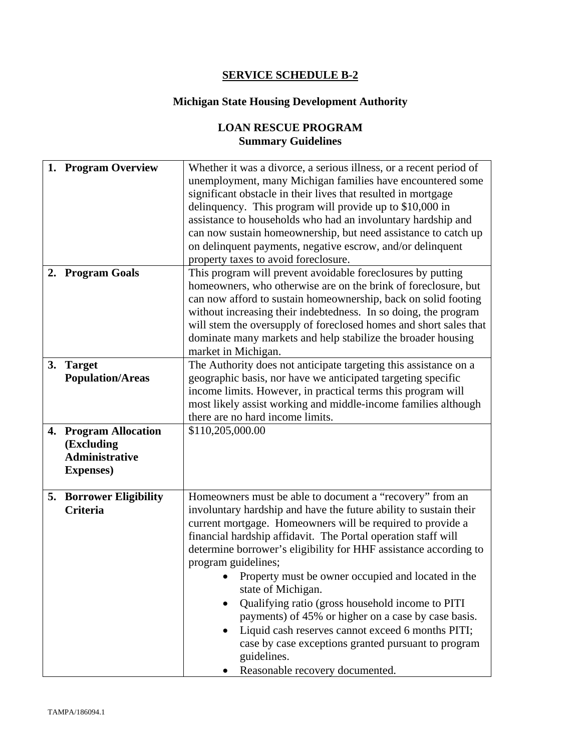## SERVICE SCHEDULE B-2

### Michigan State Housing Development Authority

### LOAN RESCUE PROGRAM
### Summary Guidelines

| | |
|---|---|
| **1. Program Overview** | Whether it was a divorce, a serious illness, or a recent period of unemployment, many Michigan families have encountered some significant obstacle in their lives that resulted in mortgage delinquency. This program will provide up to \$10,000 in assistance to households who had an involuntary hardship and can now sustain homeownership, but need assistance to catch up on delinquent payments, negative escrow, and/or delinquent property taxes to avoid foreclosure. |
| **2. Program Goals** | This program will prevent avoidable foreclosures by putting homeowners, who otherwise are on the brink of foreclosure, but can now afford to sustain homeownership, back on solid footing without increasing their indebtedness. In so doing, the program will stem the oversupply of foreclosed homes and short sales that dominate many markets and help stabilize the broader housing market in Michigan. |
| **3. Target Population/Areas** | The Authority does not anticipate targeting this assistance on a geographic basis, nor have we anticipated targeting specific income limits. However, in practical terms this program will most likely assist working and middle-income families although there are no hard income limits. |
| **4. Program Allocation (Excluding Administrative Expenses)** | \$110,205,000.00 |
| **5. Borrower Eligibility Criteria** | Homeowners must be able to document a "recovery" from an involuntary hardship and have the future ability to sustain their current mortgage. Homeowners will be required to provide a financial hardship affidavit. The Portal operation staff will determine borrower's eligibility for HHF assistance according to program guidelines;<br>• Property must be owner occupied and located in the state of Michigan.<br>• Qualifying ratio (gross household income to PITI payments) of 45% or higher on a case by case basis.<br>• Liquid cash reserves cannot exceed 6 months PITI; case by case exceptions granted pursuant to program guidelines.<br>• Reasonable recovery documented. |

TAMPA/186094.1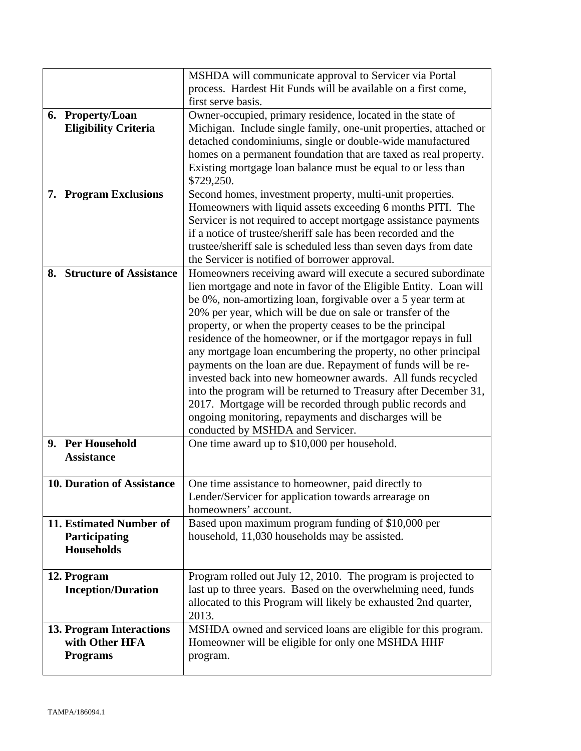| | |
|---|---|
| | MSHDA will communicate approval to Servicer via Portal process. Hardest Hit Funds will be available on a first come, first serve basis. |
| **6. Property/Loan Eligibility Criteria** | Owner-occupied, primary residence, located in the state of Michigan. Include single family, one-unit properties, attached or detached condominiums, single or double-wide manufactured homes on a permanent foundation that are taxed as real property. Existing mortgage loan balance must be equal to or less than $729,250. |
| **7. Program Exclusions** | Second homes, investment property, multi-unit properties. Homeowners with liquid assets exceeding 6 months PITI. The Servicer is not required to accept mortgage assistance payments if a notice of trustee/sheriff sale has been recorded and the trustee/sheriff sale is scheduled less than seven days from date the Servicer is notified of borrower approval. |
| **8. Structure of Assistance** | Homeowners receiving award will execute a secured subordinate lien mortgage and note in favor of the Eligible Entity. Loan will be 0%, non-amortizing loan, forgivable over a 5 year term at 20% per year, which will be due on sale or transfer of the property, or when the property ceases to be the principal residence of the homeowner, or if the mortgagor repays in full any mortgage loan encumbering the property, no other principal payments on the loan are due. Repayment of funds will be re-invested back into new homeowner awards. All funds recycled into the program will be returned to Treasury after December 31, 2017. Mortgage will be recorded through public records and ongoing monitoring, repayments and discharges will be conducted by MSHDA and Servicer. |
| **9. Per Household Assistance** | One time award up to $10,000 per household. |
| **10. Duration of Assistance** | One time assistance to homeowner, paid directly to Lender/Servicer for application towards arrearage on homeowners' account. |
| **11. Estimated Number of Participating Households** | Based upon maximum program funding of $10,000 per household, 11,030 households may be assisted. |
| **12. Program Inception/Duration** | Program rolled out July 12, 2010. The program is projected to last up to three years. Based on the overwhelming need, funds allocated to this Program will likely be exhausted 2nd quarter, 2013. |
| **13. Program Interactions with Other HFA Programs** | MSHDA owned and serviced loans are eligible for this program. Homeowner will be eligible for only one MSHDA HHF program. |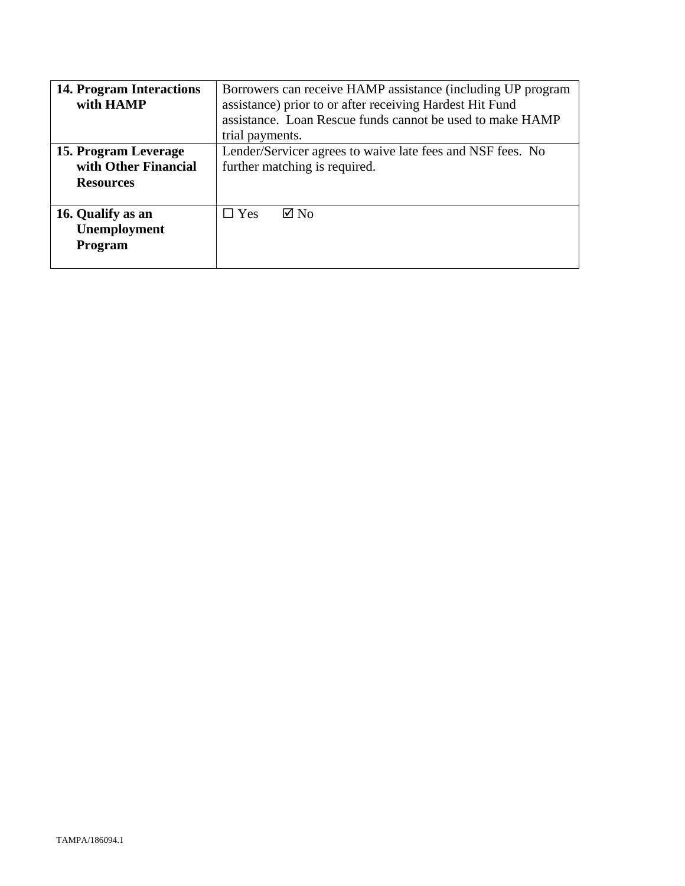| | |
|---|---|
| **14. Program Interactions with HAMP** | Borrowers can receive HAMP assistance (including UP program assistance) prior to or after receiving Hardest Hit Fund assistance. Loan Rescue funds cannot be used to make HAMP trial payments. |
| **15. Program Leverage with Other Financial Resources** | Lender/Servicer agrees to waive late fees and NSF fees. No further matching is required. |
| **16. Qualify as an Unemployment Program** | ☐ Yes ☑ No |

TAMPA/186094.1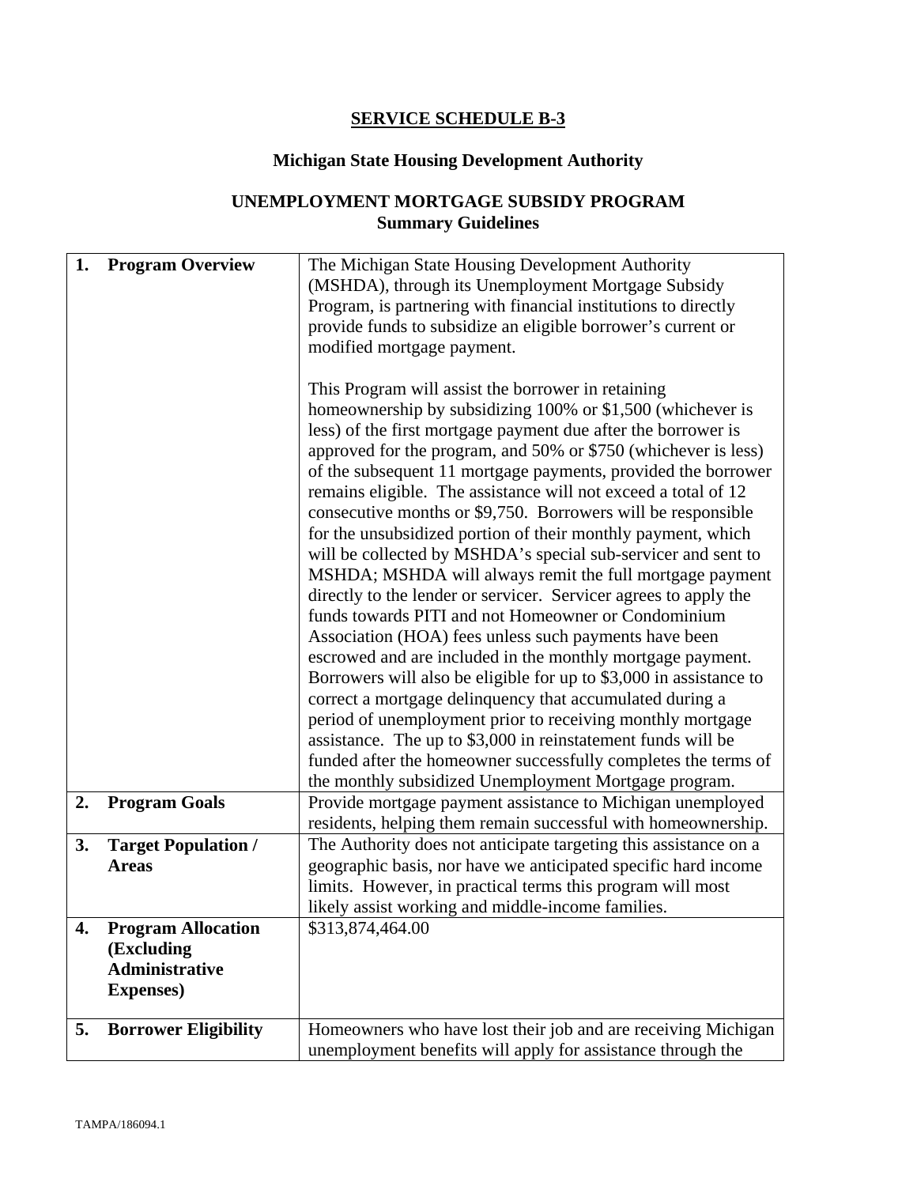# SERVICE SCHEDULE B-3

## Michigan State Housing Development Authority

## UNEMPLOYMENT MORTGAGE SUBSIDY PROGRAM
## Summary Guidelines

| | |
|---|---|
| **1. Program Overview** | The Michigan State Housing Development Authority (MSHDA), through its Unemployment Mortgage Subsidy Program, is partnering with financial institutions to directly provide funds to subsidize an eligible borrower's current or modified mortgage payment.<br><br>This Program will assist the borrower in retaining homeownership by subsidizing 100% or $1,500 (whichever is less) of the first mortgage payment due after the borrower is approved for the program, and 50% or $750 (whichever is less) of the subsequent 11 mortgage payments, provided the borrower remains eligible. The assistance will not exceed a total of 12 consecutive months or $9,750. Borrowers will be responsible for the unsubsidized portion of their monthly payment, which will be collected by MSHDA's special sub-servicer and sent to MSHDA; MSHDA will always remit the full mortgage payment directly to the lender or servicer. Servicer agrees to apply the funds towards PITI and not Homeowner or Condominium Association (HOA) fees unless such payments have been escrowed and are included in the monthly mortgage payment. Borrowers will also be eligible for up to $3,000 in assistance to correct a mortgage delinquency that accumulated during a period of unemployment prior to receiving monthly mortgage assistance. The up to $3,000 in reinstatement funds will be funded after the homeowner successfully completes the terms of the monthly subsidized Unemployment Mortgage program. |
| **2. Program Goals** | Provide mortgage payment assistance to Michigan unemployed residents, helping them remain successful with homeownership. |
| **3. Target Population / Areas** | The Authority does not anticipate targeting this assistance on a geographic basis, nor have we anticipated specific hard income limits. However, in practical terms this program will most likely assist working and middle-income families. |
| **4. Program Allocation (Excluding Administrative Expenses)** | $313,874,464.00 |
| **5. Borrower Eligibility** | Homeowners who have lost their job and are receiving Michigan unemployment benefits will apply for assistance through the |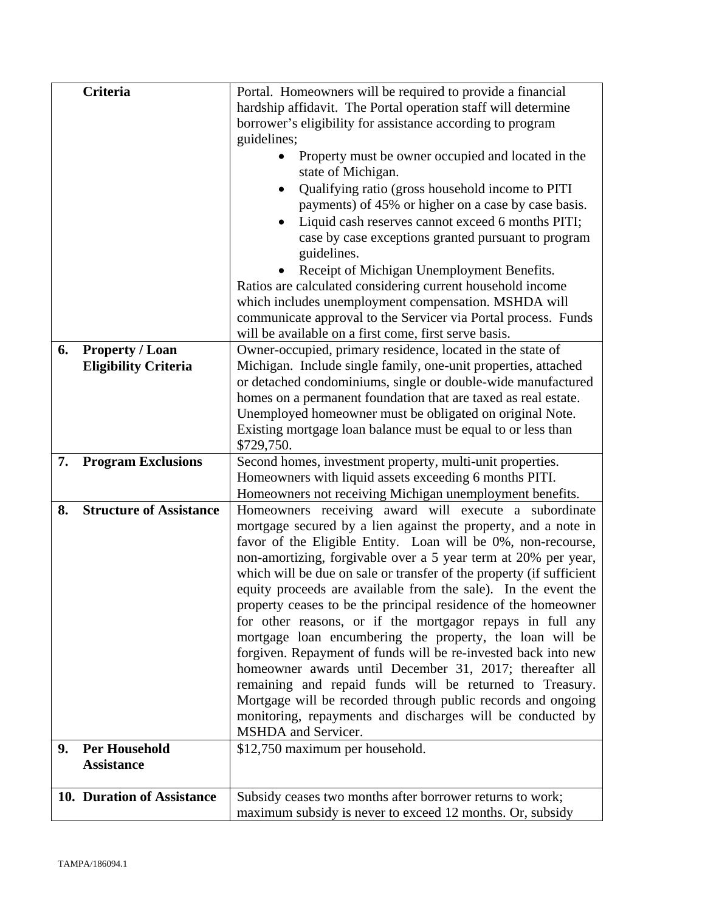| | |
|---|---|
| **Criteria** | Portal. Homeowners will be required to provide a financial hardship affidavit. The Portal operation staff will determine borrower's eligibility for assistance according to program guidelines;<br>• Property must be owner occupied and located in the state of Michigan.<br>• Qualifying ratio (gross household income to PITI payments) of 45% or higher on a case by case basis.<br>• Liquid cash reserves cannot exceed 6 months PITI; case by case exceptions granted pursuant to program guidelines.<br>• Receipt of Michigan Unemployment Benefits.<br>Ratios are calculated considering current household income which includes unemployment compensation. MSHDA will communicate approval to the Servicer via Portal process. Funds will be available on a first come, first serve basis. |
| **6. Property / Loan Eligibility Criteria** | Owner-occupied, primary residence, located in the state of Michigan. Include single family, one-unit properties, attached or detached condominiums, single or double-wide manufactured homes on a permanent foundation that are taxed as real estate. Unemployed homeowner must be obligated on original Note. Existing mortgage loan balance must be equal to or less than $729,750. |
| **7. Program Exclusions** | Second homes, investment property, multi-unit properties. Homeowners with liquid assets exceeding 6 months PITI. Homeowners not receiving Michigan unemployment benefits. |
| **8. Structure of Assistance** | Homeowners receiving award will execute a subordinate mortgage secured by a lien against the property, and a note in favor of the Eligible Entity. Loan will be 0%, non-recourse, non-amortizing, forgivable over a 5 year term at 20% per year, which will be due on sale or transfer of the property (if sufficient equity proceeds are available from the sale). In the event the property ceases to be the principal residence of the homeowner for other reasons, or if the mortgagor repays in full any mortgage loan encumbering the property, the loan will be forgiven. Repayment of funds will be re-invested back into new homeowner awards until December 31, 2017; thereafter all remaining and repaid funds will be returned to Treasury. Mortgage will be recorded through public records and ongoing monitoring, repayments and discharges will be conducted by MSHDA and Servicer. |
| **9. Per Household Assistance** | $12,750 maximum per household. |
| **10. Duration of Assistance** | Subsidy ceases two months after borrower returns to work; maximum subsidy is never to exceed 12 months. Or, subsidy |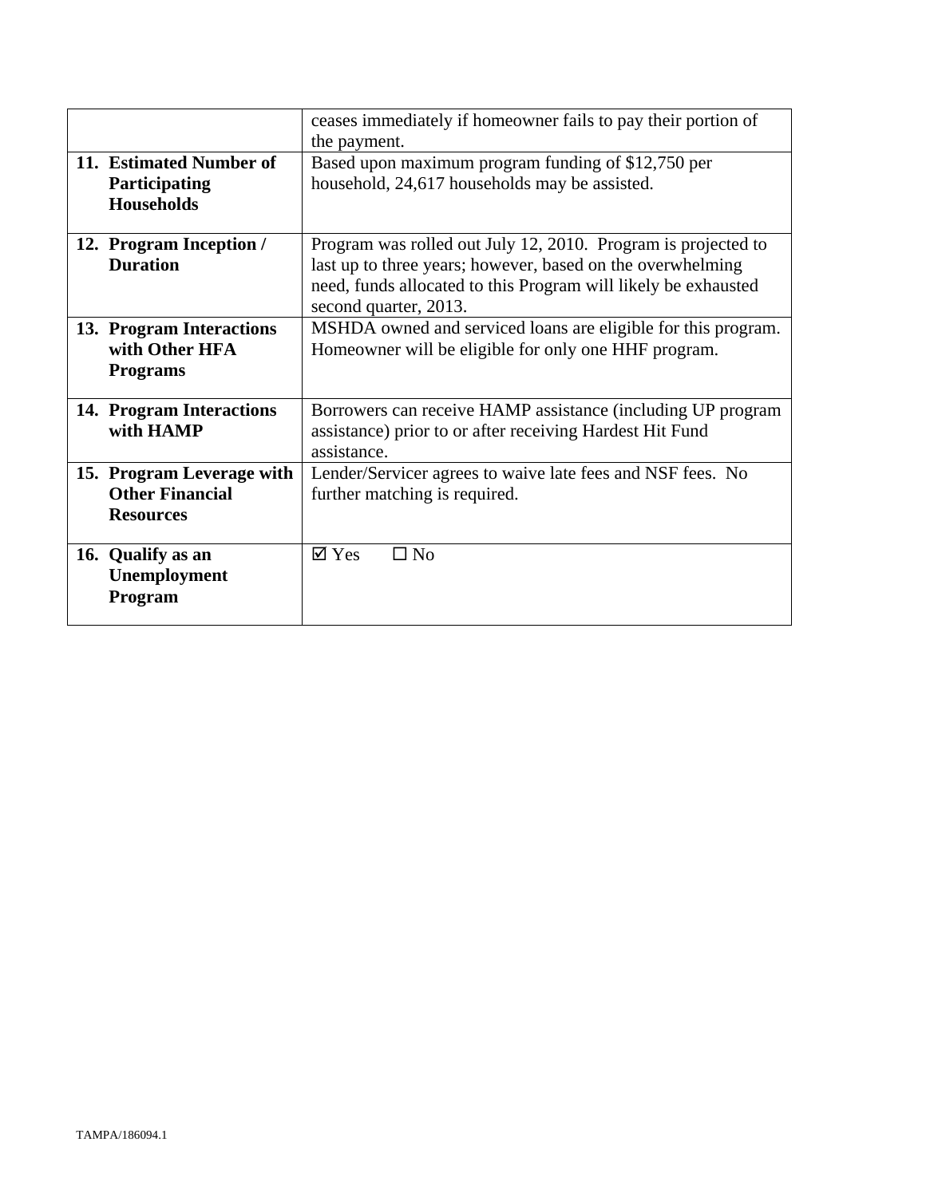| | |
|---|---|
| | ceases immediately if homeowner fails to pay their portion of the payment. |
| **11. Estimated Number of Participating Households** | Based upon maximum program funding of $12,750 per household, 24,617 households may be assisted. |
| **12. Program Inception / Duration** | Program was rolled out July 12, 2010. Program is projected to last up to three years; however, based on the overwhelming need, funds allocated to this Program will likely be exhausted second quarter, 2013. |
| **13. Program Interactions with Other HFA Programs** | MSHDA owned and serviced loans are eligible for this program. Homeowner will be eligible for only one HHF program. |
| **14. Program Interactions with HAMP** | Borrowers can receive HAMP assistance (including UP program assistance) prior to or after receiving Hardest Hit Fund assistance. |
| **15. Program Leverage with Other Financial Resources** | Lender/Servicer agrees to waive late fees and NSF fees. No further matching is required. |
| **16. Qualify as an Unemployment Program** | ☑ Yes ☐ No |

TAMPA/186094.1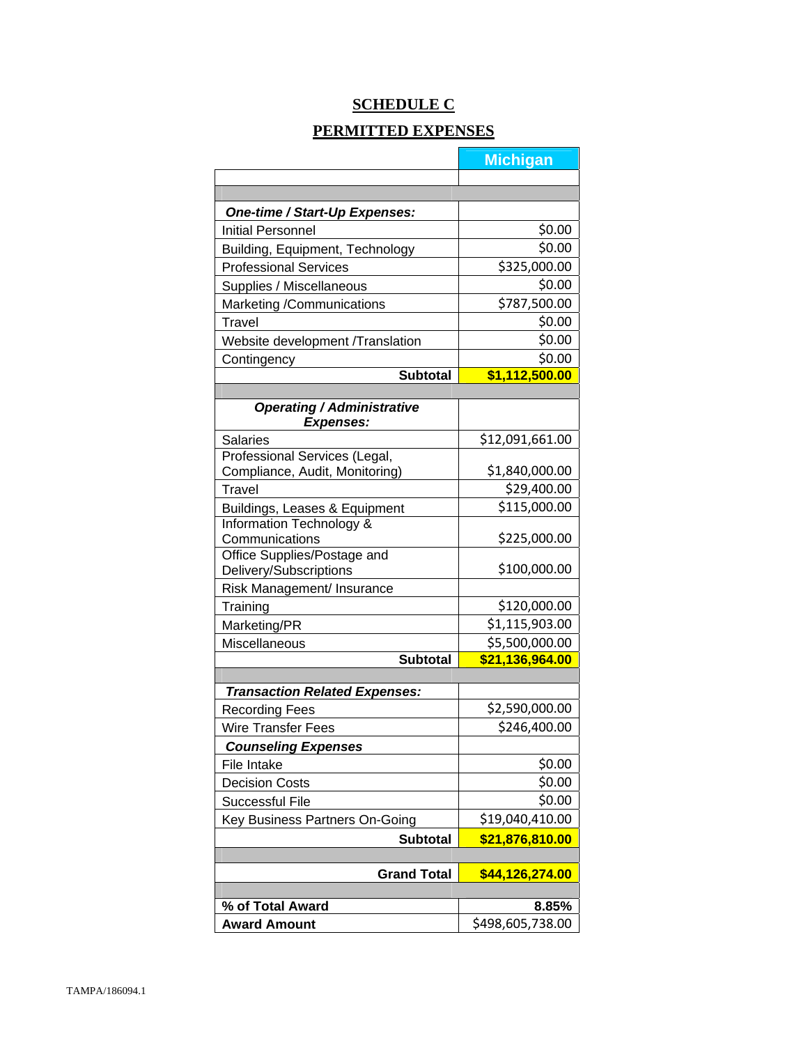# SCHEDULE C

## PERMITTED EXPENSES

| | Michigan |
|---|---|
| | |
| | |
| ***One-time / Start-Up Expenses:*** | |
| Initial Personnel | $0.00 |
| Building, Equipment, Technology | $0.00 |
| Professional Services | $325,000.00 |
| Supplies / Miscellaneous | $0.00 |
| Marketing /Communications | $787,500.00 |
| Travel | $0.00 |
| Website development /Translation | $0.00 |
| Contingency | $0.00 |
| **Subtotal** | **$1,112,500.00** |
| | |
| ***Operating / Administrative Expenses:*** | |
| Salaries | $12,091,661.00 |
| Professional Services (Legal, Compliance, Audit, Monitoring) | $1,840,000.00 |
| Travel | $29,400.00 |
| Buildings, Leases & Equipment | $115,000.00 |
| Information Technology & Communications | $225,000.00 |
| Office Supplies/Postage and Delivery/Subscriptions | $100,000.00 |
| Risk Management/ Insurance | |
| Training | $120,000.00 |
| Marketing/PR | $1,115,903.00 |
| Miscellaneous | $5,500,000.00 |
| **Subtotal** | **$21,136,964.00** |
| | |
| ***Transaction Related Expenses:*** | |
| Recording Fees | $2,590,000.00 |
| Wire Transfer Fees | $246,400.00 |
| ***Counseling Expenses*** | |
| File Intake | $0.00 |
| Decision Costs | $0.00 |
| Successful File | $0.00 |
| Key Business Partners On-Going | $19,040,410.00 |
| **Subtotal** | **$21,876,810.00** |
| | |
| **Grand Total** | **$44,126,274.00** |
| | |
| **% of Total Award** | **8.85%** |
| **Award Amount** | $498,605,738.00 |

TAMPA/186094.1